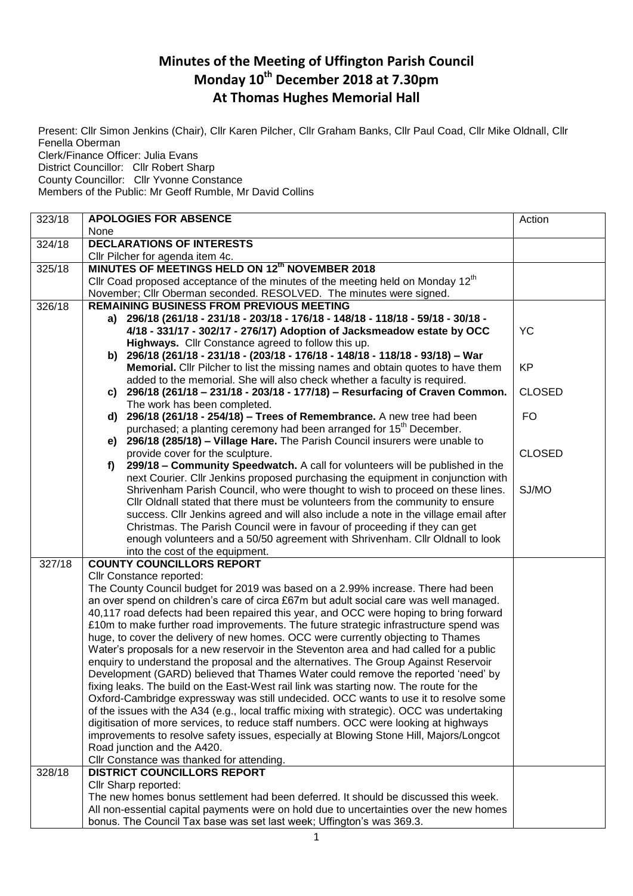# Minutes of the Meeting of Uffington Parish Council
# Monday 10th December 2018 at 7.30pm
# At Thomas Hughes Memorial Hall

Present: Cllr Simon Jenkins (Chair), Cllr Karen Pilcher, Cllr Graham Banks, Cllr Paul Coad, Cllr Mike Oldnall, Cllr Fenella Oberman
Clerk/Finance Officer: Julia Evans
District Councillor: Cllr Robert Sharp
County Councillor: Cllr Yvonne Constance
Members of the Public: Mr Geoff Rumble, Mr David Collins

| 323/18 | **APOLOGIES FOR ABSENCE**<br>None | Action |
|---|---|---|
| 324/18 | **DECLARATIONS OF INTERESTS**<br>Cllr Pilcher for agenda item 4c. | |
| 325/18 | **MINUTES OF MEETINGS HELD ON 12th NOVEMBER 2018**<br>Cllr Coad proposed acceptance of the minutes of the meeting held on Monday 12th November; Cllr Oberman seconded. RESOLVED. The minutes were signed. | |
| 326/18 | **REMAINING BUSINESS FROM PREVIOUS MEETING**<br>a) **296/18 (261/18 - 231/18 - 203/18 - 176/18 - 148/18 - 118/18 - 59/18 - 30/18 - 4/18 - 331/17 - 302/17 - 276/17) Adoption of Jacksmeadow estate by OCC Highways.** Cllr Constance agreed to follow this up.<br>b) **296/18 (261/18 - 231/18 - (203/18 - 176/18 - 148/18 - 118/18 - 93/18) – War Memorial.** Cllr Pilcher to list the missing names and obtain quotes to have them added to the memorial. She will also check whether a faculty is required.<br>c) **296/18 (261/18 – 231/18 - 203/18 - 177/18) – Resurfacing of Craven Common.** The work has been completed.<br>d) **296/18 (261/18 - 254/18) – Trees of Remembrance.** A new tree had been purchased; a planting ceremony had been arranged for 15th December.<br>e) **296/18 (285/18) – Village Hare.** The Parish Council insurers were unable to provide cover for the sculpture.<br>f) **299/18 – Community Speedwatch.** A call for volunteers will be published in the next Courier. Cllr Jenkins proposed purchasing the equipment in conjunction with Shrivenham Parish Council, who were thought to wish to proceed on these lines. Cllr Oldnall stated that there must be volunteers from the community to ensure success. Cllr Jenkins agreed and will also include a note in the village email after Christmas. The Parish Council were in favour of proceeding if they can get enough volunteers and a 50/50 agreement with Shrivenham. Cllr Oldnall to look into the cost of the equipment. | YC<br><br>KP<br><br>CLOSED<br><br>FO<br><br>CLOSED<br><br>SJ/MO |
| 327/18 | **COUNTY COUNCILLORS REPORT**<br>Cllr Constance reported:<br>The County Council budget for 2019 was based on a 2.99% increase. There had been an over spend on children's care of circa £67m but adult social care was well managed. 40,117 road defects had been repaired this year, and OCC were hoping to bring forward £10m to make further road improvements. The future strategic infrastructure spend was huge, to cover the delivery of new homes. OCC were currently objecting to Thames Water's proposals for a new reservoir in the Steventon area and had called for a public enquiry to understand the proposal and the alternatives. The Group Against Reservoir Development (GARD) believed that Thames Water could remove the reported 'need' by fixing leaks. The build on the East-West rail link was starting now. The route for the Oxford-Cambridge expressway was still undecided. OCC wants to use it to resolve some of the issues with the A34 (e.g., local traffic mixing with strategic). OCC was undertaking digitisation of more services, to reduce staff numbers. OCC were looking at highways improvements to resolve safety issues, especially at Blowing Stone Hill, Majors/Longcot Road junction and the A420.<br>Cllr Constance was thanked for attending. | |
| 328/18 | **DISTRICT COUNCILLORS REPORT**<br>Cllr Sharp reported:<br>The new homes bonus settlement had been deferred. It should be discussed this week. All non-essential capital payments were on hold due to uncertainties over the new homes bonus. The Council Tax base was set last week; Uffington's was 369.3. | |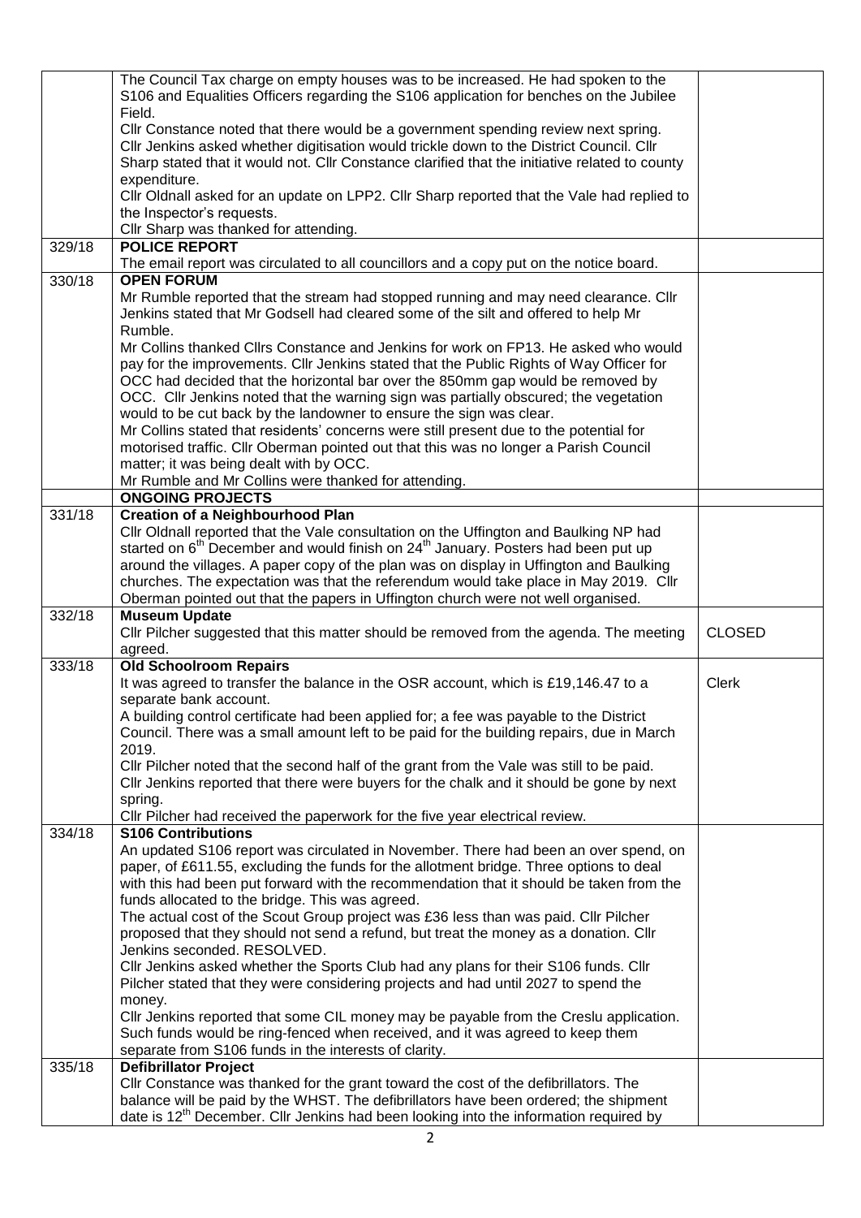| | | |
|---|---|---|
| | The Council Tax charge on empty houses was to be increased. He had spoken to the S106 and Equalities Officers regarding the S106 application for benches on the Jubilee Field.<br>Cllr Constance noted that there would be a government spending review next spring.<br>Cllr Jenkins asked whether digitisation would trickle down to the District Council. Cllr Sharp stated that it would not. Cllr Constance clarified that the initiative related to county expenditure.<br>Cllr Oldnall asked for an update on LPP2. Cllr Sharp reported that the Vale had replied to the Inspector's requests.<br>Cllr Sharp was thanked for attending. | |
| 329/18 | **POLICE REPORT**<br>The email report was circulated to all councillors and a copy put on the notice board. | |
| 330/18 | **OPEN FORUM**<br>Mr Rumble reported that the stream had stopped running and may need clearance. Cllr Jenkins stated that Mr Godsell had cleared some of the silt and offered to help Mr Rumble.<br>Mr Collins thanked Cllrs Constance and Jenkins for work on FP13. He asked who would pay for the improvements. Cllr Jenkins stated that the Public Rights of Way Officer for OCC had decided that the horizontal bar over the 850mm gap would be removed by OCC. Cllr Jenkins noted that the warning sign was partially obscured; the vegetation would to be cut back by the landowner to ensure the sign was clear.<br>Mr Collins stated that residents' concerns were still present due to the potential for motorised traffic. Cllr Oberman pointed out that this was no longer a Parish Council matter; it was being dealt with by OCC.<br>Mr Rumble and Mr Collins were thanked for attending. | |
| | **ONGOING PROJECTS** | |
| 331/18 | **Creation of a Neighbourhood Plan**<br>Cllr Oldnall reported that the Vale consultation on the Uffington and Baulking NP had started on 6th December and would finish on 24th January. Posters had been put up around the villages. A paper copy of the plan was on display in Uffington and Baulking churches. The expectation was that the referendum would take place in May 2019. Cllr Oberman pointed out that the papers in Uffington church were not well organised. | |
| 332/18 | **Museum Update**<br>Cllr Pilcher suggested that this matter should be removed from the agenda. The meeting agreed. | CLOSED |
| 333/18 | **Old Schoolroom Repairs**<br>It was agreed to transfer the balance in the OSR account, which is £19,146.47 to a separate bank account.<br>A building control certificate had been applied for; a fee was payable to the District Council. There was a small amount left to be paid for the building repairs, due in March 2019.<br>Cllr Pilcher noted that the second half of the grant from the Vale was still to be paid.<br>Cllr Jenkins reported that there were buyers for the chalk and it should be gone by next spring.<br>Cllr Pilcher had received the paperwork for the five year electrical review. | Clerk |
| 334/18 | **S106 Contributions**<br>An updated S106 report was circulated in November. There had been an over spend, on paper, of £611.55, excluding the funds for the allotment bridge. Three options to deal with this had been put forward with the recommendation that it should be taken from the funds allocated to the bridge. This was agreed.<br>The actual cost of the Scout Group project was £36 less than was paid. Cllr Pilcher proposed that they should not send a refund, but treat the money as a donation. Cllr Jenkins seconded. RESOLVED.<br>Cllr Jenkins asked whether the Sports Club had any plans for their S106 funds. Cllr Pilcher stated that they were considering projects and had until 2027 to spend the money.<br>Cllr Jenkins reported that some CIL money may be payable from the Creslu application. Such funds would be ring-fenced when received, and it was agreed to keep them separate from S106 funds in the interests of clarity. | |
| 335/18 | **Defibrillator Project**<br>Cllr Constance was thanked for the grant toward the cost of the defibrillators. The balance will be paid by the WHST. The defibrillators have been ordered; the shipment date is 12th December. Cllr Jenkins had been looking into the information required by | |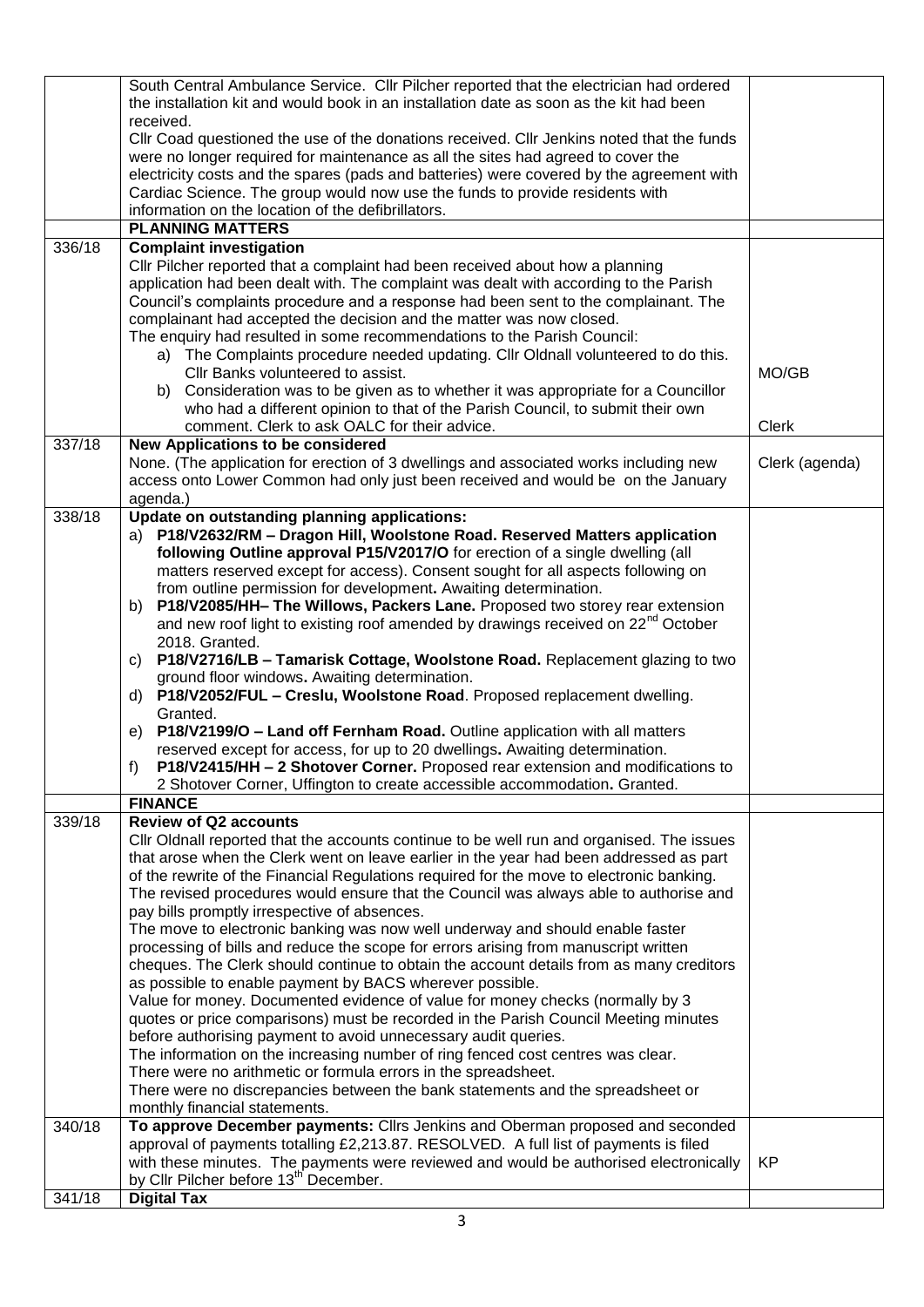| | | |
|---|---|---|
| | South Central Ambulance Service. Cllr Pilcher reported that the electrician had ordered the installation kit and would book in an installation date as soon as the kit had been received.<br>Cllr Coad questioned the use of the donations received. Cllr Jenkins noted that the funds were no longer required for maintenance as all the sites had agreed to cover the electricity costs and the spares (pads and batteries) were covered by the agreement with Cardiac Science. The group would now use the funds to provide residents with information on the location of the defibrillators. | |
| | **PLANNING MATTERS** | |
| 336/18 | **Complaint investigation**<br>Cllr Pilcher reported that a complaint had been received about how a planning application had been dealt with. The complaint was dealt with according to the Parish Council's complaints procedure and a response had been sent to the complainant. The complainant had accepted the decision and the matter was now closed.<br>The enquiry had resulted in some recommendations to the Parish Council:<br>a) The Complaints procedure needed updating. Cllr Oldnall volunteered to do this. Cllr Banks volunteered to assist.<br>b) Consideration was to be given as to whether it was appropriate for a Councillor who had a different opinion to that of the Parish Council, to submit their own comment. Clerk to ask OALC for their advice. | MO/GB<br><br>Clerk |
| 337/18 | **New Applications to be considered**<br>None. (The application for erection of 3 dwellings and associated works including new access onto Lower Common had only just been received and would be on the January agenda.) | Clerk (agenda) |
| 338/18 | **Update on outstanding planning applications:**<br>a) **P18/V2632/RM – Dragon Hill, Woolstone Road. Reserved Matters application following Outline approval P15/V2017/O** for erection of a single dwelling (all matters reserved except for access). Consent sought for all aspects following on from outline permission for development**.** Awaiting determination.<br>b) **P18/V2085/HH– The Willows, Packers Lane.** Proposed two storey rear extension and new roof light to existing roof amended by drawings received on 22nd October 2018. Granted.<br>c) **P18/V2716/LB – Tamarisk Cottage, Woolstone Road.** Replacement glazing to two ground floor windows**.** Awaiting determination.<br>d) **P18/V2052/FUL – Creslu, Woolstone Road**. Proposed replacement dwelling. Granted.<br>e) **P18/V2199/O – Land off Fernham Road.** Outline application with all matters reserved except for access, for up to 20 dwellings**.** Awaiting determination.<br>f) **P18/V2415/HH – 2 Shotover Corner.** Proposed rear extension and modifications to 2 Shotover Corner, Uffington to create accessible accommodation**.** Granted. | |
| | **FINANCE** | |
| 339/18 | **Review of Q2 accounts**<br>Cllr Oldnall reported that the accounts continue to be well run and organised. The issues that arose when the Clerk went on leave earlier in the year had been addressed as part of the rewrite of the Financial Regulations required for the move to electronic banking. The revised procedures would ensure that the Council was always able to authorise and pay bills promptly irrespective of absences.<br>The move to electronic banking was now well underway and should enable faster processing of bills and reduce the scope for errors arising from manuscript written cheques. The Clerk should continue to obtain the account details from as many creditors as possible to enable payment by BACS wherever possible.<br>Value for money. Documented evidence of value for money checks (normally by 3 quotes or price comparisons) must be recorded in the Parish Council Meeting minutes before authorising payment to avoid unnecessary audit queries.<br>The information on the increasing number of ring fenced cost centres was clear.<br>There were no arithmetic or formula errors in the spreadsheet.<br>There were no discrepancies between the bank statements and the spreadsheet or monthly financial statements. | |
| 340/18 | **To approve December payments:** Cllrs Jenkins and Oberman proposed and seconded approval of payments totalling £2,213.87. RESOLVED. A full list of payments is filed with these minutes. The payments were reviewed and would be authorised electronically by Cllr Pilcher before 13th December. | KP |
| 341/18 | **Digital Tax** | |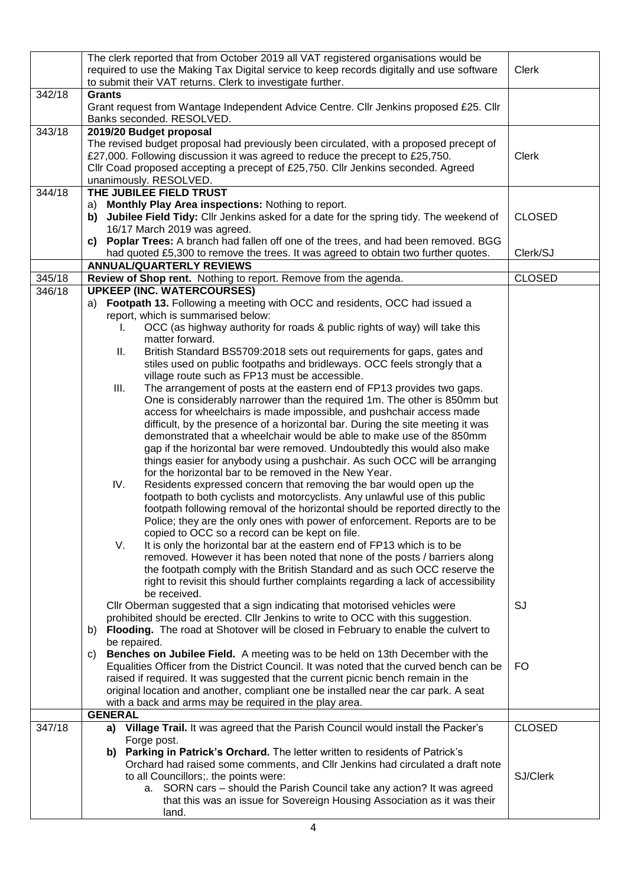| | | |
|---|---|---|
| | The clerk reported that from October 2019 all VAT registered organisations would be required to use the Making Tax Digital service to keep records digitally and use software to submit their VAT returns. Clerk to investigate further. | Clerk |
| 342/18 | **Grants**<br>Grant request from Wantage Independent Advice Centre. Cllr Jenkins proposed £25. Cllr Banks seconded. RESOLVED. | |
| 343/18 | **2019/20 Budget proposal**<br>The revised budget proposal had previously been circulated, with a proposed precept of £27,000. Following discussion it was agreed to reduce the precept to £25,750.<br>Cllr Coad proposed accepting a precept of £25,750. Cllr Jenkins seconded. Agreed unanimously. RESOLVED. | Clerk |
| 344/18 | **THE JUBILEE FIELD TRUST**<br>a) **Monthly Play Area inspections:** Nothing to report.<br>**b) Jubilee Field Tidy:** Cllr Jenkins asked for a date for the spring tidy. The weekend of 16/17 March 2019 was agreed.<br>**c) Poplar Trees:** A branch had fallen off one of the trees, and had been removed. BGG had quoted £5,300 to remove the trees. It was agreed to obtain two further quotes. | CLOSED<br><br>Clerk/SJ |
| | **ANNUAL/QUARTERLY REVIEWS** | |
| 345/18 | **Review of Shop rent.** Nothing to report. Remove from the agenda. | CLOSED |
| 346/18 | **UPKEEP (INC. WATERCOURSES)**<br>a) **Footpath 13.** Following a meeting with OCC and residents, OCC had issued a report, which is summarised below:<br>I. OCC (as highway authority for roads & public rights of way) will take this matter forward.<br>II. British Standard BS5709:2018 sets out requirements for gaps, gates and stiles used on public footpaths and bridleways. OCC feels strongly that a village route such as FP13 must be accessible.<br>III. The arrangement of posts at the eastern end of FP13 provides two gaps. One is considerably narrower than the required 1m. The other is 850mm but access for wheelchairs is made impossible, and pushchair access made difficult, by the presence of a horizontal bar. During the site meeting it was demonstrated that a wheelchair would be able to make use of the 850mm gap if the horizontal bar were removed. Undoubtedly this would also make things easier for anybody using a pushchair. As such OCC will be arranging for the horizontal bar to be removed in the New Year.<br>IV. Residents expressed concern that removing the bar would open up the footpath to both cyclists and motorcyclists. Any unlawful use of this public footpath following removal of the horizontal should be reported directly to the Police; they are the only ones with power of enforcement. Reports are to be copied to OCC so a record can be kept on file.<br>V. It is only the horizontal bar at the eastern end of FP13 which is to be removed. However it has been noted that none of the posts / barriers along the footpath comply with the British Standard and as such OCC reserve the right to revisit this should further complaints regarding a lack of accessibility be received.<br>Cllr Oberman suggested that a sign indicating that motorised vehicles were prohibited should be erected. Cllr Jenkins to write to OCC with this suggestion.<br>b) **Flooding.** The road at Shotover will be closed in February to enable the culvert to be repaired.<br>c) **Benches on Jubilee Field.** A meeting was to be held on 13th December with the Equalities Officer from the District Council. It was noted that the curved bench can be raised if required. It was suggested that the current picnic bench remain in the original location and another, compliant one be installed near the car park. A seat with a back and arms may be required in the play area. | <br><br><br><br><br><br><br><br><br><br><br><br><br><br><br><br><br><br>SJ<br><br><br>FO |
| | **GENERAL** | |
| 347/18 | **a) Village Trail.** It was agreed that the Parish Council would install the Packer's Forge post.<br>**b) Parking in Patrick's Orchard.** The letter written to residents of Patrick's Orchard had raised some comments, and Cllr Jenkins had circulated a draft note to all Councillors;. the points were:<br>a. SORN cars – should the Parish Council take any action? It was agreed that this was an issue for Sovereign Housing Association as it was their land. | CLOSED<br><br>SJ/Clerk |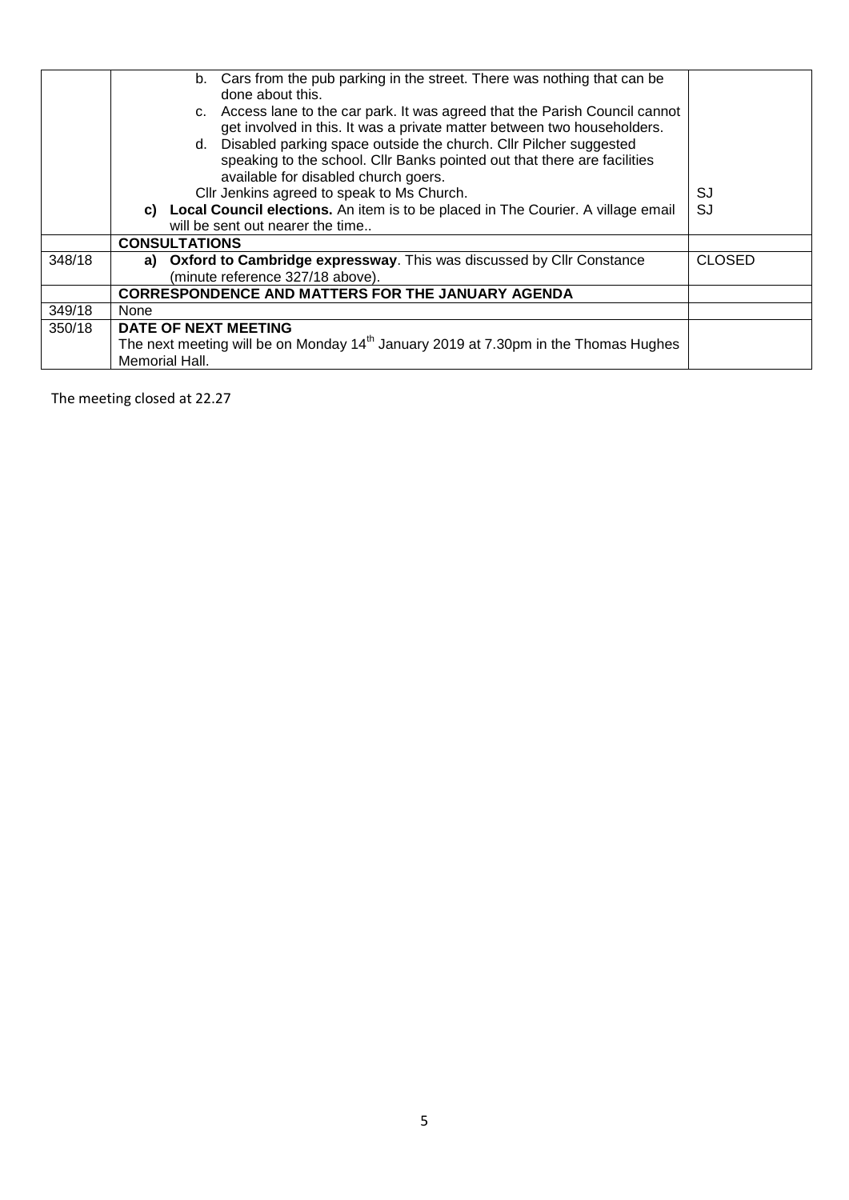| | | |
|---|---|---|
| | b. Cars from the pub parking in the street. There was nothing that can be done about this.<br>c. Access lane to the car park. It was agreed that the Parish Council cannot get involved in this. It was a private matter between two householders.<br>d. Disabled parking space outside the church. Cllr Pilcher suggested speaking to the school. Cllr Banks pointed out that there are facilities available for disabled church goers.<br>Cllr Jenkins agreed to speak to Ms Church. | SJ |
| | **c) Local Council elections.** An item is to be placed in The Courier. A village email will be sent out nearer the time.. | SJ |
| | **CONSULTATIONS** | |
| 348/18 | **a) Oxford to Cambridge expressway**. This was discussed by Cllr Constance (minute reference 327/18 above). | CLOSED |
| | **CORRESPONDENCE AND MATTERS FOR THE JANUARY AGENDA** | |
| 349/18 | None | |
| 350/18 | **DATE OF NEXT MEETING**<br>The next meeting will be on Monday 14th January 2019 at 7.30pm in the Thomas Hughes Memorial Hall. | |

The meeting closed at 22.27